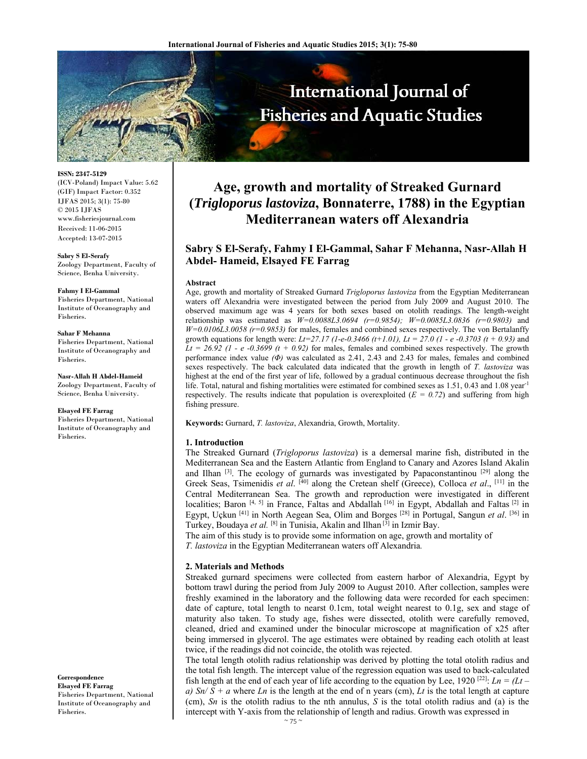# Age, growth and mortality of Streaked Gurnard (*Trigloporus lastoviza*, Bonnaterre, 1788) in the Egyptian Mediterranean waters off Alexandria

**Sabry S El-Serafy, Fahmy I El-Gammal, Sahar F Mehanna, Nasr-Allah H Abdel- Hameid, Elsayed FE Farrag**

ISSN: 2347-5129
(ICV-Poland) Impact Value: 5.62
(GIF) Impact Factor: 0.352
IJFAS 2015; 3(1): 75-80
© 2015 IJFAS
www.fisheriesjournal.com
Received: 11-06-2015
Accepted: 13-07-2015

**Sabry S El-Serafy**
Zoology Department, Faculty of Science, Benha University.

**Fahmy I El-Gammal**
Fisheries Department, National Institute of Oceanography and Fisheries.

**Sahar F Mehanna**
Fisheries Department, National Institute of Oceanography and Fisheries.

**Nasr-Allah H Abdel-Hameid**
Zoology Department, Faculty of Science, Benha University.

**Elsayed FE Farrag**
Fisheries Department, National Institute of Oceanography and Fisheries.

**Correspondence**
**Elsayed FE Farrag**
Fisheries Department, National Institute of Oceanography and Fisheries.

**Abstract**

Age, growth and mortality of Streaked Gurnard *Trigloporus lastoviza* from the Egyptian Mediterranean waters off Alexandria were investigated between the period from July 2009 and August 2010. The observed maximum age was 4 years for both sexes based on otolith readings. The length-weight relationship was estimated as $W=0.0088L^{3.0694}$ $(r=0.9854)$; $W=0.0085L^{3.0836}$ $(r=0.9803)$ and $W=0.0106L^{3.0058}$ $(r=0.9853)$ for males, females and combined sexes respectively. The von Bertalanffy growth equations for length were: $L_t=27.17\ (1-e^{-0.3466\ (t+1.01)})$, $L_t = 27.0\ (1 - e^{-0.3703\ (t + 0.93)})$ and $L_t = 26.92\ (1 - e^{-0.3699\ (t + 0.92)})$ for males, females and combined sexes respectively. The growth performance index value *(Φ)* was calculated as 2.41, 2.43 and 2.43 for males, females and combined sexes respectively. The back calculated data indicated that the growth in length of *T. lastoviza* was highest at the end of the first year of life, followed by a gradual continuous decrease throughout the fish life. Total, natural and fishing mortalities were estimated for combined sexes as 1.51, 0.43 and 1.08 year$^{-1}$ respectively. The results indicate that population is overexploited ($E = 0.72$) and suffering from high fishing pressure.

**Keywords:** Gurnard, *T. lastoviza*, Alexandria, Growth, Mortality.

## 1. Introduction

The Streaked Gurnard (*Trigloporus lastoviza*) is a demersal marine fish, distributed in the Mediterranean Sea and the Eastern Atlantic from England to Canary and Azores Island Akalin and Ilhan [3]. The ecology of gurnards was investigated by Papaconstantinou [29] along the Greek Seas, Tsimenidis *et al*. [40] along the Cretean shelf (Greece), Colloca *et al*., [11] in the Central Mediterranean Sea. The growth and reproduction were investigated in different localities; Baron [4, 5] in France, Faltas and Abdallah [16] in Egypt, Abdallah and Faltas [2] in Egypt, Uçkun [41] in North Aegean Sea, Olim and Borges [28] in Portugal, Sangun *et al*. [36] in Turkey, Boudaya *et al.* [8] in Tunisia, Akalin and Ilhan [3] in Izmir Bay.

The aim of this study is to provide some information on age, growth and mortality of *T. lastoviza* in the Egyptian Mediterranean waters off Alexandria.

## 2. Materials and Methods

Streaked gurnard specimens were collected from eastern harbor of Alexandria, Egypt by bottom trawl during the period from July 2009 to August 2010. After collection, samples were freshly examined in the laboratory and the following data were recorded for each specimen: date of capture, total length to nearst 0.1cm, total weight nearest to 0.1g, sex and stage of maturity also taken. To study age, fishes were dissected, otolith were carefully removed, cleaned, dried and examined under the binocular microscope at magnification of x25 after being immersed in glycerol. The age estimates were obtained by reading each otolith at least twice, if the readings did not coincide, the otolith was rejected.

The total length otolith radius relationship was derived by plotting the total otolith radius and the total fish length. The intercept value of the regression equation was used to back-calculated fish length at the end of each year of life according to the equation by Lee, 1920 [22]: $L_n = (L_t – a)\ S_n/ S + a$ where $L_n$ is the length at the end of n years (cm), $L_t$ is the total length at capture (cm), $S_n$ is the otolith radius to the nth annulus, $S$ is the total otolith radius and (a) is the intercept with Y-axis from the relationship of length and radius. Growth was expressed in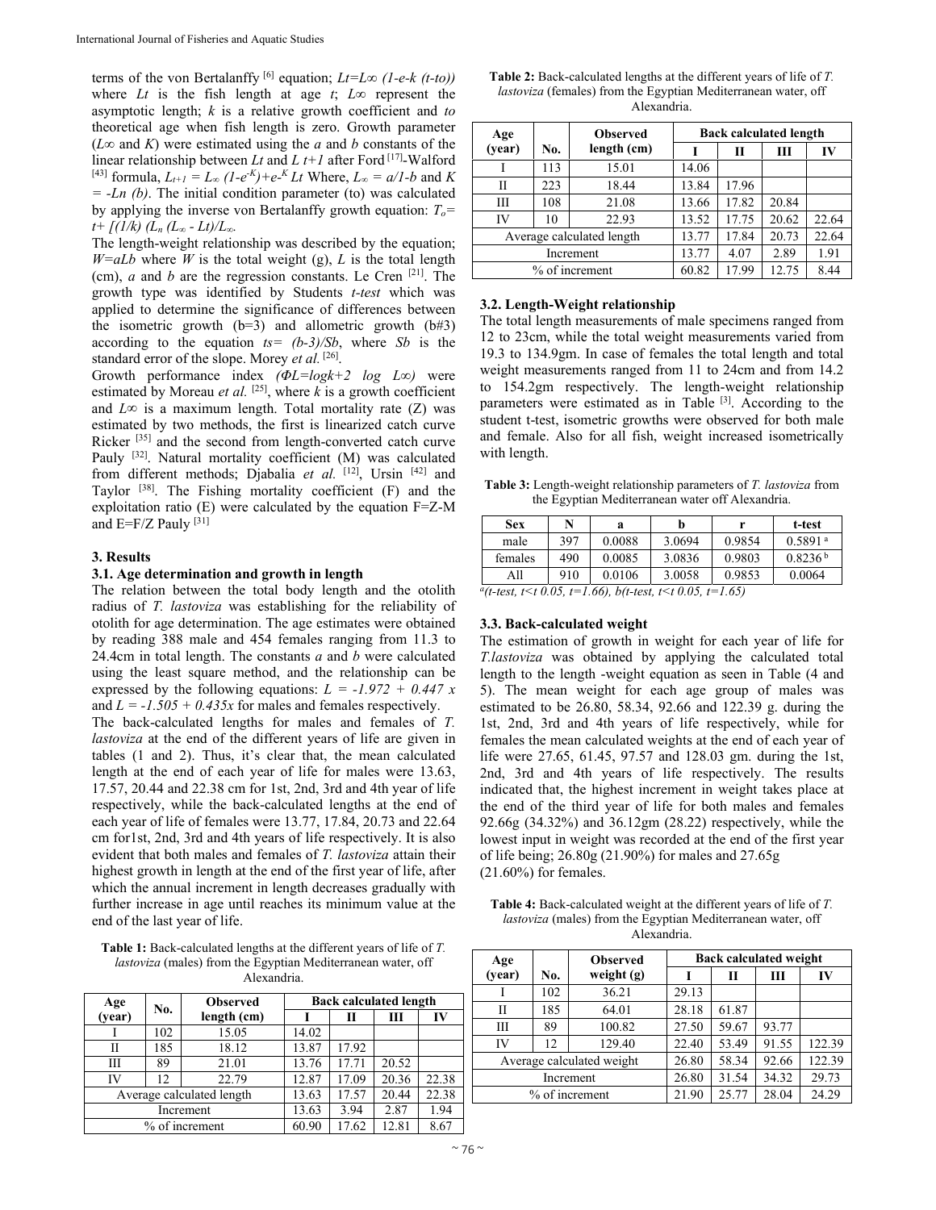terms of the von Bertalanffy [6] equation; $Lt=L\infty\ (1\text{-}e\text{-}k\ (t\text{-}to))$ where $Lt$ is the fish length at age $t$; $L\infty$ represent the asymptotic length; $k$ is a relative growth coefficient and $to$ theoretical age when fish length is zero. Growth parameter ($L\infty$ and $K$) were estimated using the $a$ and $b$ constants of the linear relationship between $Lt$ and $L\ t+1$ after Ford [17]-Walford [43] formula, $L_{t+1} = L_{\infty}\ (1\text{-}e^{-K})\text{+}e^{-K}\ Lt$ Where, $L_{\infty} = a/1\text{-}b$ and $K = -Ln\ (b)$. The initial condition parameter (to) was calculated by applying the inverse von Bertalanffy growth equation: $T_o = t+ [(1/k)\ (L_n\ (L_{\infty} - Lt)/L_{\infty}$.

The length-weight relationship was described by the equation; $W=aLb$ where $W$ is the total weight (g), $L$ is the total length (cm), $a$ and $b$ are the regression constants. Le Cren [21]. The growth type was identified by Students *t-test* which was applied to determine the significance of differences between the isometric growth (b=3) and allometric growth (b#3) according to the equation $ts= (b\text{-}3)/Sb$, where $Sb$ is the standard error of the slope. Morey *et al.* [26].

Growth performance index $(\Phi L=logk+2\ log\ L\infty)$ were estimated by Moreau *et al.* [25], where $k$ is a growth coefficient and $L\infty$ is a maximum length. Total mortality rate (Z) was estimated by two methods, the first is linearized catch curve Ricker [35] and the second from length-converted catch curve Pauly [32]. Natural mortality coefficient (M) was calculated from different methods; Djabalia *et al.* [12], Ursin [42] and Taylor [38]. The Fishing mortality coefficient (F) and the exploitation ratio (E) were calculated by the equation F=Z-M and E=F/Z Pauly [31]

### 3. Results

### 3.1. Age determination and growth in length

The relation between the total body length and the otolith radius of *T. lastoviza* was establishing for the reliability of otolith for age determination. The age estimates were obtained by reading 388 male and 454 females ranging from 11.3 to 24.4cm in total length. The constants $a$ and $b$ were calculated using the least square method, and the relationship can be expressed by the following equations: $L = -1.972 + 0.447\ x$ and $L = -1.505 + 0.435x$ for males and females respectively.

The back-calculated lengths for males and females of *T. lastoviza* at the end of the different years of life are given in tables (1 and 2). Thus, it's clear that, the mean calculated length at the end of each year of life for males were 13.63, 17.57, 20.44 and 22.38 cm for 1st, 2nd, 3rd and 4th year of life respectively, while the back-calculated lengths at the end of each year of life of females were 13.77, 17.84, 20.73 and 22.64 cm for1st, 2nd, 3rd and 4th years of life respectively. It is also evident that both males and females of *T. lastoviza* attain their highest growth in length at the end of the first year of life, after which the annual increment in length decreases gradually with further increase in age until reaches its minimum value at the end of the last year of life.

**Table 1:** Back-calculated lengths at the different years of life of *T. lastoviza* (males) from the Egyptian Mediterranean water, off Alexandria.

| Age (year) | No. | Observed length (cm) | Back calculated length | | | |
|---|---|---|---|---|---|---|
| | | | I | II | III | IV |
| I | 102 | 15.05 | 14.02 | | | |
| II | 185 | 18.12 | 13.87 | 17.92 | | |
| III | 89 | 21.01 | 13.76 | 17.71 | 20.52 | |
| IV | 12 | 22.79 | 12.87 | 17.09 | 20.36 | 22.38 |
| Average calculated length | | | 13.63 | 17.57 | 20.44 | 22.38 |
| Increment | | | 13.63 | 3.94 | 2.87 | 1.94 |
| % of increment | | | 60.90 | 17.62 | 12.81 | 8.67 |

**Table 2:** Back-calculated lengths at the different years of life of *T. lastoviza* (females) from the Egyptian Mediterranean water, off Alexandria.

| Age (year) | No. | Observed length (cm) | Back calculated length | | | |
|---|---|---|---|---|---|---|
| | | | I | II | III | IV |
| I | 113 | 15.01 | 14.06 | | | |
| II | 223 | 18.44 | 13.84 | 17.96 | | |
| III | 108 | 21.08 | 13.66 | 17.82 | 20.84 | |
| IV | 10 | 22.93 | 13.52 | 17.75 | 20.62 | 22.64 |
| Average calculated length | | | 13.77 | 17.84 | 20.73 | 22.64 |
| Increment | | | 13.77 | 4.07 | 2.89 | 1.91 |
| % of increment | | | 60.82 | 17.99 | 12.75 | 8.44 |

### 3.2. Length-Weight relationship

The total length measurements of male specimens ranged from 12 to 23cm, while the total weight measurements varied from 19.3 to 134.9gm. In case of females the total length and total weight measurements ranged from 11 to 24cm and from 14.2 to 154.2gm respectively. The length-weight relationship parameters were estimated as in Table [3]. According to the student t-test, isometric growths were observed for both male and female. Also for all fish, weight increased isometrically with length.

**Table 3:** Length-weight relationship parameters of *T. lastoviza* from the Egyptian Mediterranean water off Alexandria.

| Sex | N | a | b | r | t-test |
|---|---|---|---|---|---|
| male | 397 | 0.0088 | 3.0694 | 0.9854 | 0.5891 [a] |
| females | 490 | 0.0085 | 3.0836 | 0.9803 | 0.8236 [b] |
| All | 910 | 0.0106 | 3.0058 | 0.9853 | 0.0064 |

[a](t-test, t<t 0.05, t=1.66), b(t-test, t<t 0.05, t=1.65)

### 3.3. Back-calculated weight

The estimation of growth in weight for each year of life for *T.lastoviza* was obtained by applying the calculated total length to the length -weight equation as seen in Table (4 and 5). The mean weight for each age group of males was estimated to be 26.80, 58.34, 92.66 and 122.39 g. during the 1st, 2nd, 3rd and 4th years of life respectively, while for females the mean calculated weights at the end of each year of life were 27.65, 61.45, 97.57 and 128.03 gm. during the 1st, 2nd, 3rd and 4th years of life respectively. The results indicated that, the highest increment in weight takes place at the end of the third year of life for both males and females 92.66g (34.32%) and 36.12gm (28.22) respectively, while the lowest input in weight was recorded at the end of the first year of life being; 26.80g (21.90%) for males and 27.65g (21.60%) for females.

**Table 4:** Back-calculated weight at the different years of life of *T. lastoviza* (males) from the Egyptian Mediterranean water, off Alexandria.

| Age (year) | No. | Observed weight (g) | Back calculated weight | | | |
|---|---|---|---|---|---|---|
| | | | I | II | III | IV |
| I | 102 | 36.21 | 29.13 | | | |
| II | 185 | 64.01 | 28.18 | 61.87 | | |
| III | 89 | 100.82 | 27.50 | 59.67 | 93.77 | |
| IV | 12 | 129.40 | 22.40 | 53.49 | 91.55 | 122.39 |
| Average calculated weight | | | 26.80 | 58.34 | 92.66 | 122.39 |
| Increment | | | 26.80 | 31.54 | 34.32 | 29.73 |
| % of increment | | | 21.90 | 25.77 | 28.04 | 24.29 |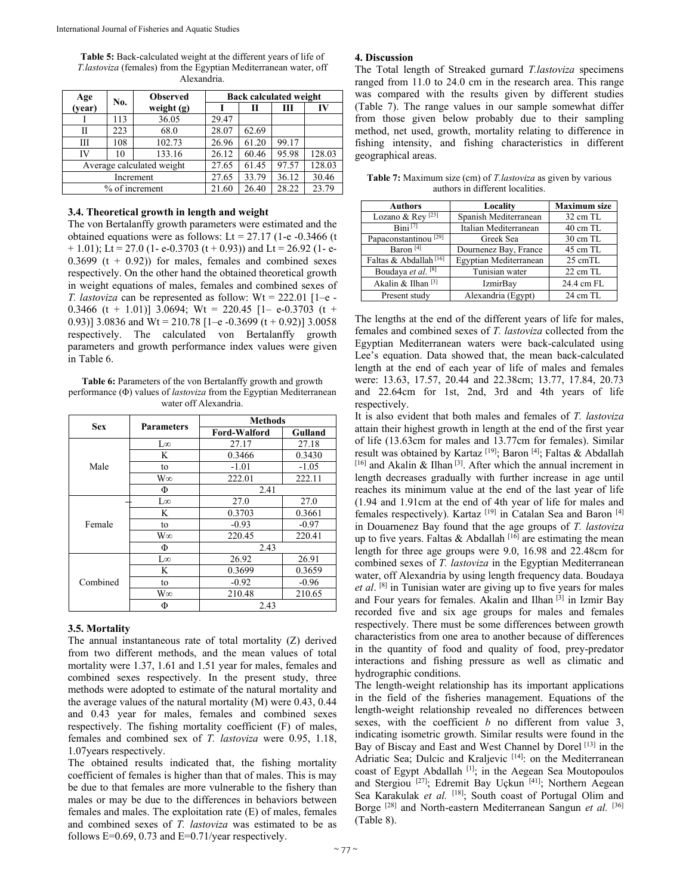**Table 5:** Back-calculated weight at the different years of life of *T.lastoviza* (females) from the Egyptian Mediterranean water, off Alexandria.

| Age (year) | No. | Observed weight (g) | Back calculated weight | | | |
|---|---|---|---|---|---|---|
| | | | I | II | III | IV |
| I | 113 | 36.05 | 29.47 | | | |
| II | 223 | 68.0 | 28.07 | 62.69 | | |
| III | 108 | 102.73 | 26.96 | 61.20 | 99.17 | |
| IV | 10 | 133.16 | 26.12 | 60.46 | 95.98 | 128.03 |
| Average calculated weight | | | 27.65 | 61.45 | 97.57 | 128.03 |
| Increment | | | 27.65 | 33.79 | 36.12 | 30.46 |
| % of increment | | | 21.60 | 26.40 | 28.22 | 23.79 |

### 3.4. Theoretical growth in length and weight

The von Bertalanffy growth parameters were estimated and the obtained equations were as follows: $L_t = 27.17\ (1\text{-}e^{-0.3466\ (t + 1.01)})$; $L_t = 27.0\ (1\text{-}e^{-0.3703\ (t + 0.93)})$ and $L_t = 26.92\ (1\text{-}e^{-0.3699\ (t + 0.92)})$ for males, females and combined sexes respectively. On the other hand the obtained theoretical growth in weight equations of males, females and combined sexes of *T. lastoviza* can be represented as follow: $W_t = 222.01\ [1\text{–}e^{-0.3466\ (t + 1.01)}]^{3.0694}$; $W_t = 220.45\ [1\text{–}e^{-0.3703\ (t + 0.93)}]^{3.0836}$ and $W_t = 210.78\ [1\text{–}e^{-0.3699\ (t + 0.92)}]^{3.0058}$ respectively. The calculated von Bertalanffy growth parameters and growth performance index values were given in Table 6.

**Table 6:** Parameters of the von Bertalanffy growth and growth performance (Φ) values of *lastoviza* from the Egyptian Mediterranean water off Alexandria.

| Sex | Parameters | Methods | |
|---|---|---|---|
| | | Ford-Walford | Gulland |
| Male | L∞ | 27.17 | 27.18 |
| | K | 0.3466 | 0.3430 |
| | to | -1.01 | -1.05 |
| | W∞ | 222.01 | 222.11 |
| | Φ | 2.41 | |
| Female | L∞ | 27.0 | 27.0 |
| | K | 0.3703 | 0.3661 |
| | to | -0.93 | -0.97 |
| | W∞ | 220.45 | 220.41 |
| | Φ | 2.43 | |
| Combined | L∞ | 26.92 | 26.91 |
| | K | 0.3699 | 0.3659 |
| | to | -0.92 | -0.96 |
| | W∞ | 210.48 | 210.65 |
| | Φ | 2.43 | |

### 3.5. Mortality

The annual instantaneous rate of total mortality (Z) derived from two different methods, and the mean values of total mortality were 1.37, 1.61 and 1.51 year for males, females and combined sexes respectively. In the present study, three methods were adopted to estimate of the natural mortality and the average values of the natural mortality (M) were 0.43, 0.44 and 0.43 year for males, females and combined sexes respectively. The fishing mortality coefficient (F) of males, females and combined sex of *T. lastoviza* were 0.95, 1.18, 1.07years respectively.

The obtained results indicated that, the fishing mortality coefficient of females is higher than that of males. This is may be due to that females are more vulnerable to the fishery than males or may be due to the differences in behaviors between females and males. The exploitation rate (E) of males, females and combined sexes of *T. lastoviza* was estimated to be as follows E=0.69, 0.73 and E=0.71/year respectively.

## 4. Discussion

The Total length of Streaked gurnard *T.lastoviza* specimens ranged from 11.0 to 24.0 cm in the research area. This range was compared with the results given by different studies (Table 7). The range values in our sample somewhat differ from those given below probably due to their sampling method, net used, growth, mortality relating to difference in fishing intensity, and fishing characteristics in different geographical areas.

**Table 7:** Maximum size (cm) of *T.lastoviza* as given by various authors in different localities.

| Authors | Locality | Maximum size |
|---|---|---|
| Lozano & Rey [23] | Spanish Mediterranean | 32 cm TL |
| Bini [7] | Italian Mediterranean | 40 cm TL |
| Papaconstantinou [29] | Greek Sea | 30 cm TL |
| Baron [4] | Dournenez Bay, France | 45 cm TL |
| Faltas & Abdallah [16] | Egyptian Mediterranean | 25 cmTL |
| Boudaya *et al.* [8] | Tunisian water | 22 cm TL |
| Akalin & Ilhan [3] | IzmirBay | 24.4 cm FL |
| Present study | Alexandria (Egypt) | 24 cm TL |

The lengths at the end of the different years of life for males, females and combined sexes of *T. lastoviza* collected from the Egyptian Mediterranean waters were back-calculated using Lee's equation. Data showed that, the mean back-calculated length at the end of each year of life of males and females were: 13.63, 17.57, 20.44 and 22.38cm; 13.77, 17.84, 20.73 and 22.64cm for 1st, 2nd, 3rd and 4th years of life respectively.

It is also evident that both males and females of *T. lastoviza* attain their highest growth in length at the end of the first year of life (13.63cm for males and 13.77cm for females). Similar result was obtained by Kartaz [19]; Baron [4]; Faltas & Abdallah [16] and Akalin & Ilhan [3]. After which the annual increment in length decreases gradually with further increase in age until reaches its minimum value at the end of the last year of life (1.94 and 1.91cm at the end of 4th year of life for males and females respectively). Kartaz [19] in Catalan Sea and Baron [4] in Douarnenez Bay found that the age groups of *T. lastoviza* up to five years. Faltas & Abdallah [16] are estimating the mean length for three age groups were 9.0, 16.98 and 22.48cm for combined sexes of *T. lastoviza* in the Egyptian Mediterranean water, off Alexandria by using length frequency data. Boudaya *et al*. [8] in Tunisian water are giving up to five years for males and Four years for females. Akalin and Ilhan [3] in Izmir Bay recorded five and six age groups for males and females respectively. There must be some differences between growth characteristics from one area to another because of differences in the quantity of food and quality of food, prey-predator interactions and fishing pressure as well as climatic and hydrographic conditions.

The length-weight relationship has its important applications in the field of the fisheries management. Equations of the length-weight relationship revealed no differences between sexes, with the coefficient *b* no different from value 3, indicating isometric growth. Similar results were found in the Bay of Biscay and East and West Channel by Dorel [13] in the Adriatic Sea; Dulcic and Kraljevic [14]: on the Mediterranean coast of Egypt Abdallah [1]; in the Aegean Sea Moutopoulos and Stergiou [27]; Edremit Bay Uçkun [41]; Northern Aegean Sea Karakulak *et al.* [18]; South coast of Portugal Olim and Borge [28] and North-eastern Mediterranean Sangun *et al.* [36] (Table 8).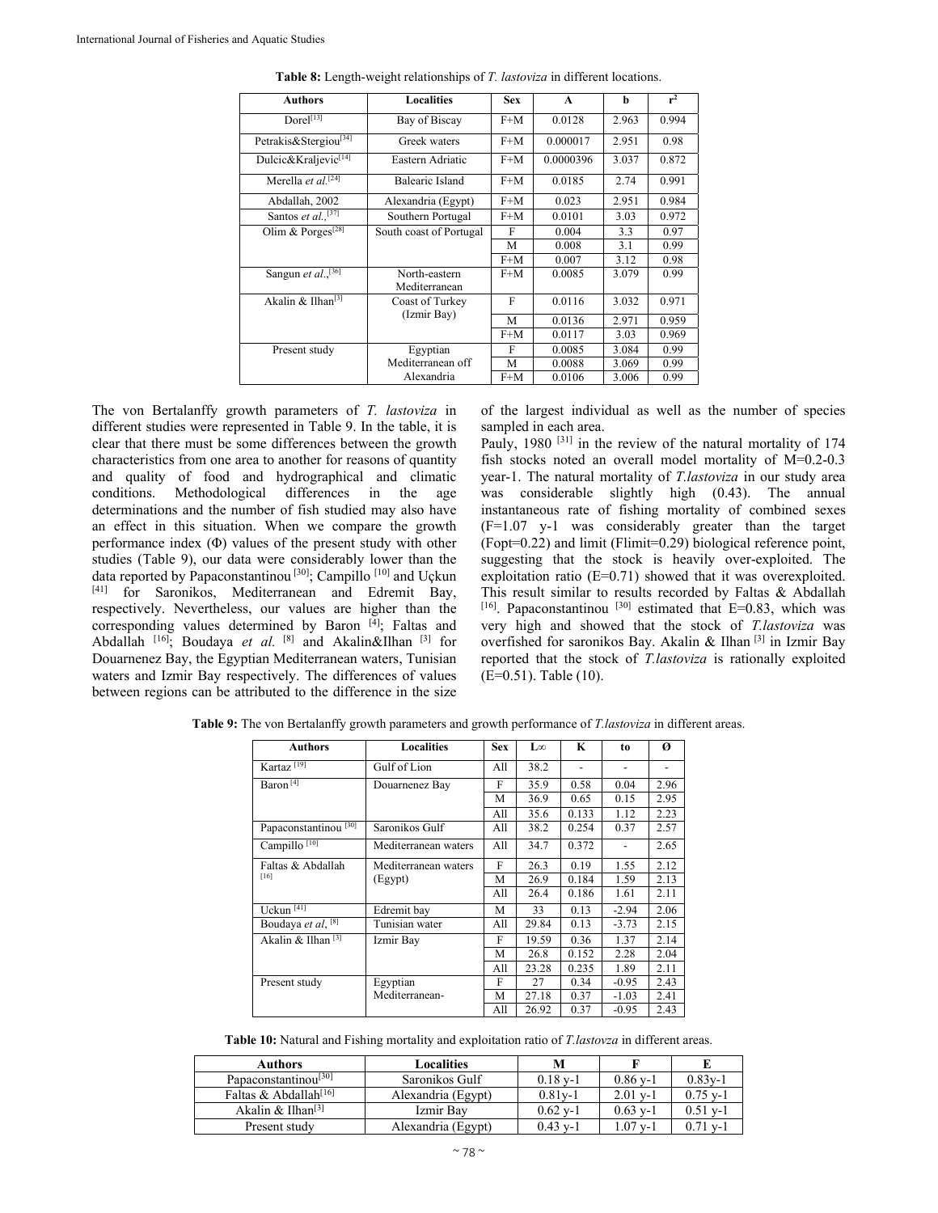**Table 8:** Length-weight relationships of *T. lastoviza* in different locations.

| Authors | Localities | Sex | A | b | $r^2$ |
|---|---|---|---|---|---|
| Dorel[13] | Bay of Biscay | F+M | 0.0128 | 2.963 | 0.994 |
| Petrakis&Stergiou[34] | Greek waters | F+M | 0.000017 | 2.951 | 0.98 |
| Dulcic&Kraljevic[14] | Eastern Adriatic | F+M | 0.0000396 | 3.037 | 0.872 |
| Merella *et al.*[24] | Balearic Island | F+M | 0.0185 | 2.74 | 0.991 |
| Abdallah, 2002 | Alexandria (Egypt) | F+M | 0.023 | 2.951 | 0.984 |
| Santos *et al.*,[37] | Southern Portugal | F+M | 0.0101 | 3.03 | 0.972 |
| Olim & Porges[28] | South coast of Portugal | F | 0.004 | 3.3 | 0.97 |
| | | M | 0.008 | 3.1 | 0.99 |
| | | F+M | 0.007 | 3.12 | 0.98 |
| Sangun *et al.*,[36] | North-eastern Mediterranean | F+M | 0.0085 | 3.079 | 0.99 |
| Akalin & Ilhan[3] | Coast of Turkey (Izmir Bay) | F | 0.0116 | 3.032 | 0.971 |
| | | M | 0.0136 | 2.971 | 0.959 |
| | | F+M | 0.0117 | 3.03 | 0.969 |
| Present study | Egyptian Mediterranean off Alexandria | F | 0.0085 | 3.084 | 0.99 |
| | | M | 0.0088 | 3.069 | 0.99 |
| | | F+M | 0.0106 | 3.006 | 0.99 |

The von Bertalanffy growth parameters of *T. lastoviza* in different studies were represented in Table 9. In the table, it is clear that there must be some differences between the growth characteristics from one area to another for reasons of quantity and quality of food and hydrographical and climatic conditions. Methodological differences in the age determinations and the number of fish studied may also have an effect in this situation. When we compare the growth performance index (Φ) values of the present study with other studies (Table 9), our data were considerably lower than the data reported by Papaconstantinou [30]; Campillo [10] and Uçkun [41] for Saronikos, Mediterranean and Edremit Bay, respectively. Nevertheless, our values are higher than the corresponding values determined by Baron [4]; Faltas and Abdallah [16]; Boudaya *et al.* [8] and Akalin&Ilhan [3] for Douarnenez Bay, the Egyptian Mediterranean waters, Tunisian waters and Izmir Bay respectively. The differences of values between regions can be attributed to the difference in the size of the largest individual as well as the number of species sampled in each area.

Pauly, 1980 [31] in the review of the natural mortality of 174 fish stocks noted an overall model mortality of M=0.2-0.3 year-1. The natural mortality of *T.lastoviza* in our study area was considerable slightly high (0.43). The annual instantaneous rate of fishing mortality of combined sexes (F=1.07 y-1 was considerably greater than the target (Fopt=0.22) and limit (Flimit=0.29) biological reference point, suggesting that the stock is heavily over-exploited. The exploitation ratio (E=0.71) showed that it was overexploited. This result similar to results recorded by Faltas & Abdallah [16]. Papaconstantinou [30] estimated that E=0.83, which was very high and showed that the stock of *T.lastoviza* was overfished for saronikos Bay. Akalin & Ilhan [3] in Izmir Bay reported that the stock of *T.lastoviza* is rationally exploited (E=0.51). Table (10).

**Table 9:** The von Bertalanffy growth parameters and growth performance of *T.lastoviza* in different areas.

| Authors | Localities | Sex | L∞ | K | to | Ø |
|---|---|---|---|---|---|---|
| Kartaz [19] | Gulf of Lion | All | 38.2 | - | - | - |
| Baron [4] | Douarnenez Bay | F | 35.9 | 0.58 | 0.04 | 2.96 |
| | | M | 36.9 | 0.65 | 0.15 | 2.95 |
| | | All | 35.6 | 0.133 | 1.12 | 2.23 |
| Papaconstantinou [30] | Saronikos Gulf | All | 38.2 | 0.254 | 0.37 | 2.57 |
| Campillo [10] | Mediterranean waters | All | 34.7 | 0.372 | - | 2.65 |
| Faltas & Abdallah [16] | Mediterranean waters (Egypt) | F | 26.3 | 0.19 | 1.55 | 2.12 |
| | | M | 26.9 | 0.184 | 1.59 | 2.13 |
| | | All | 26.4 | 0.186 | 1.61 | 2.11 |
| Uckun [41] | Edremit bay | M | 33 | 0.13 | -2.94 | 2.06 |
| Boudaya *et al*, [8] | Tunisian water | All | 29.84 | 0.13 | -3.73 | 2.15 |
| Akalin & Ilhan [3] | Izmir Bay | F | 19.59 | 0.36 | 1.37 | 2.14 |
| | | M | 26.8 | 0.152 | 2.28 | 2.04 |
| | | All | 23.28 | 0.235 | 1.89 | 2.11 |
| Present study | Egyptian Mediterranean- | F | 27 | 0.34 | -0.95 | 2.43 |
| | | M | 27.18 | 0.37 | -1.03 | 2.41 |
| | | All | 26.92 | 0.37 | -0.95 | 2.43 |

**Table 10:** Natural and Fishing mortality and exploitation ratio of *T.lastovza* in different areas.

| Authors | Localities | M | F | E |
|---|---|---|---|---|
| Papaconstantinou[30] | Saronikos Gulf | 0.18 y-1 | 0.86 y-1 | 0.83y-1 |
| Faltas & Abdallah[16] | Alexandria (Egypt) | 0.81y-1 | 2.01 y-1 | 0.75 y-1 |
| Akalin & Ilhan[3] | Izmir Bay | 0.62 y-1 | 0.63 y-1 | 0.51 y-1 |
| Present study | Alexandria (Egypt) | 0.43 y-1 | 1.07 y-1 | 0.71 y-1 |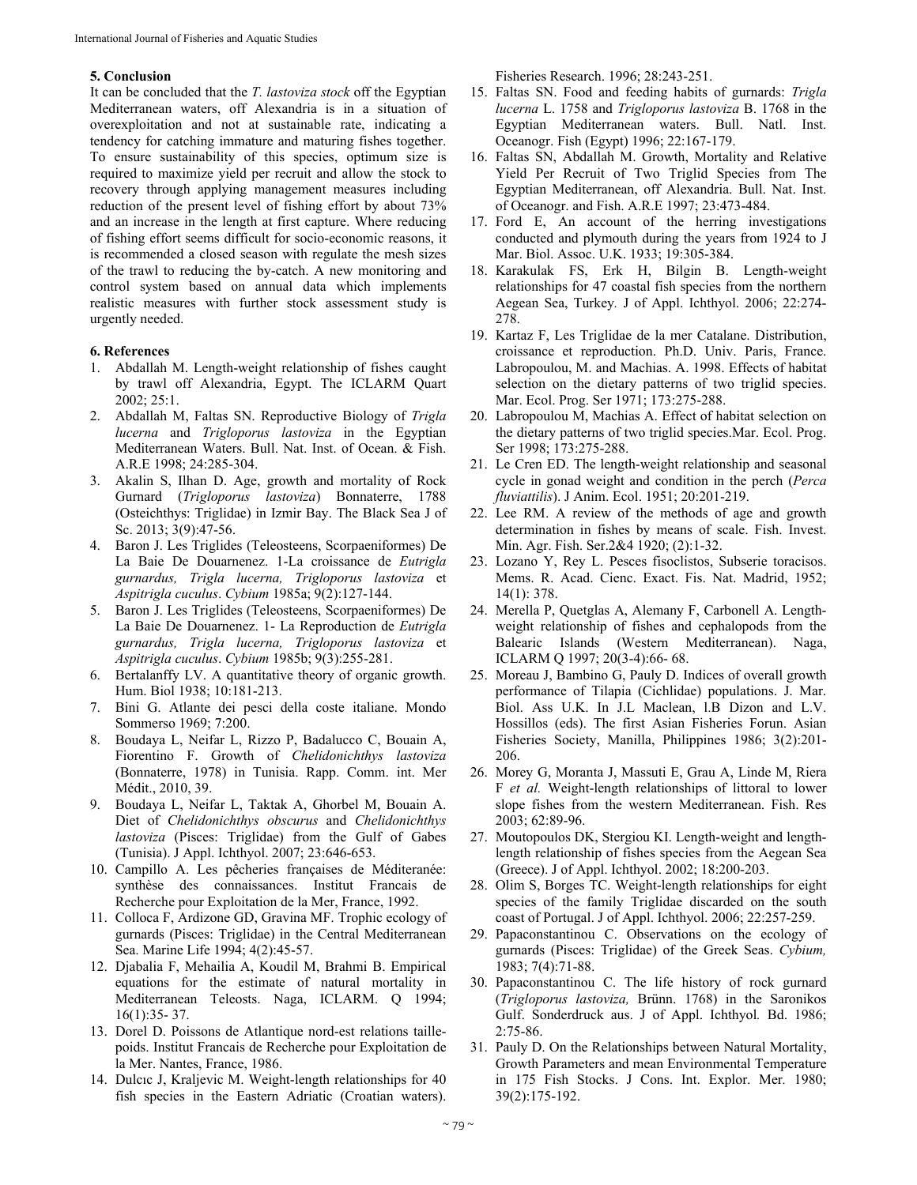## 5. Conclusion

It can be concluded that the *T. lastoviza stock* off the Egyptian Mediterranean waters, off Alexandria is in a situation of overexploitation and not at sustainable rate, indicating a tendency for catching immature and maturing fishes together. To ensure sustainability of this species, optimum size is required to maximize yield per recruit and allow the stock to recovery through applying management measures including reduction of the present level of fishing effort by about 73% and an increase in the length at first capture. Where reducing of fishing effort seems difficult for socio-economic reasons, it is recommended a closed season with regulate the mesh sizes of the trawl to reducing the by-catch. A new monitoring and control system based on annual data which implements realistic measures with further stock assessment study is urgently needed.

## 6. References

1. Abdallah M. Length-weight relationship of fishes caught by trawl off Alexandria, Egypt. The ICLARM Quart 2002; 25:1.
2. Abdallah M, Faltas SN. Reproductive Biology of *Trigla lucerna* and *Trigloporus lastoviza* in the Egyptian Mediterranean Waters. Bull. Nat. Inst. of Ocean. & Fish. A.R.E 1998; 24:285-304.
3. Akalin S, Ilhan D. Age, growth and mortality of Rock Gurnard (*Trigloporus lastoviza*) Bonnaterre, 1788 (Osteichthys: Triglidae) in Izmir Bay. The Black Sea J of Sc. 2013; 3(9):47-56.
4. Baron J. Les Triglides (Teleosteens, Scorpaeniformes) De La Baie De Douarnenez. 1-La croissance de *Eutrigla gurnardus, Trigla lucerna, Trigloporus lastoviza* et *Aspitrigla cuculus*. *Cybium* 1985a; 9(2):127-144.
5. Baron J. Les Triglides (Teleosteens, Scorpaeniformes) De La Baie De Douarnenez. 1- La Reproduction de *Eutrigla gurnardus, Trigla lucerna, Trigloporus lastoviza* et *Aspitrigla cuculus*. *Cybium* 1985b; 9(3):255-281.
6. Bertalanffy LV. A quantitative theory of organic growth. Hum. Biol 1938; 10:181-213.
7. Bini G. Atlante dei pesci della coste italiane. Mondo Sommerso 1969; 7:200.
8. Boudaya L, Neifar L, Rizzo P, Badalucco C, Bouain A, Fiorentino F. Growth of *Chelidonichthys lastoviza* (Bonnaterre, 1978) in Tunisia. Rapp. Comm. int. Mer Médit., 2010, 39.
9. Boudaya L, Neifar L, Taktak A, Ghorbel M, Bouain A. Diet of *Chelidonichthys obscurus* and *Chelidonichthys lastoviza* (Pisces: Triglidae) from the Gulf of Gabes (Tunisia). J Appl. Ichthyol. 2007; 23:646-653.
10. Campillo A. Les pêcheries françaises de Méditeranée: synthèse des connaissances. Institut Francais de Recherche pour Exploitation de la Mer, France, 1992.
11. Colloca F, Ardizone GD, Gravina MF. Trophic ecology of gurnards (Pisces: Triglidae) in the Central Mediterranean Sea. Marine Life 1994; 4(2):45-57.
12. Djabalia F, Mehailia A, Koudil M, Brahmi B. Empirical equations for the estimate of natural mortality in Mediterranean Teleosts. Naga, ICLARM. Q 1994; 16(1):35- 37.
13. Dorel D. Poissons de Atlantique nord-est relations taille-poids. Institut Francais de Recherche pour Exploitation de la Mer. Nantes, France, 1986.
14. Dulcıc J, Kraljevic M. Weight-length relationships for 40 fish species in the Eastern Adriatic (Croatian waters). Fisheries Research. 1996; 28:243-251.
15. Faltas SN. Food and feeding habits of gurnards: *Trigla lucerna* L. 1758 and *Trigloporus lastoviza* B. 1768 in the Egyptian Mediterranean waters. Bull. Natl. Inst. Oceanogr. Fish (Egypt) 1996; 22:167-179.
16. Faltas SN, Abdallah M. Growth, Mortality and Relative Yield Per Recruit of Two Triglid Species from The Egyptian Mediterranean, off Alexandria. Bull. Nat. Inst. of Oceanogr. and Fish. A.R.E 1997; 23:473-484.
17. Ford E, An account of the herring investigations conducted and plymouth during the years from 1924 to J Mar. Biol. Assoc. U.K. 1933; 19:305-384.
18. Karakulak FS, Erk H, Bilgin B. Length-weight relationships for 47 coastal fish species from the northern Aegean Sea, Turkey. J of Appl. Ichthyol. 2006; 22:274-278.
19. Kartaz F, Les Triglidae de la mer Catalane. Distribution, croissance et reproduction. Ph.D. Univ. Paris, France. Labropoulou, M. and Machias. A. 1998. Effects of habitat selection on the dietary patterns of two triglid species. Mar. Ecol. Prog. Ser 1971; 173:275-288.
20. Labropoulou M, Machias A. Effect of habitat selection on the dietary patterns of two triglid species.Mar. Ecol. Prog. Ser 1998; 173:275-288.
21. Le Cren ED. The length-weight relationship and seasonal cycle in gonad weight and condition in the perch (*Perca fluviattilis*). J Anim. Ecol. 1951; 20:201-219.
22. Lee RM. A review of the methods of age and growth determination in fishes by means of scale. Fish. Invest. Min. Agr. Fish. Ser.2&4 1920; (2):1-32.
23. Lozano Y, Rey L. Pesces fisoclistos, Subserie toracisos. Mems. R. Acad. Cienc. Exact. Fis. Nat. Madrid, 1952; 14(1): 378.
24. Merella P, Quetglas A, Alemany F, Carbonell A. Length-weight relationship of fishes and cephalopods from the Balearic Islands (Western Mediterranean). Naga, ICLARM Q 1997; 20(3-4):66- 68.
25. Moreau J, Bambino G, Pauly D. Indices of overall growth performance of Tilapia (Cichlidae) populations. J. Mar. Biol. Ass U.K. In J.L Maclean, l.B Dizon and L.V. Hossillos (eds). The first Asian Fisheries Forun. Asian Fisheries Society, Manilla, Philippines 1986; 3(2):201-206.
26. Morey G, Moranta J, Massuti E, Grau A, Linde M, Riera F *et al.* Weight-length relationships of littoral to lower slope fishes from the western Mediterranean. Fish. Res 2003; 62:89-96.
27. Moutopoulos DK, Stergiou KI. Length-weight and length-length relationship of fishes species from the Aegean Sea (Greece). J of Appl. Ichthyol. 2002; 18:200-203.
28. Olim S, Borges TC. Weight-length relationships for eight species of the family Triglidae discarded on the south coast of Portugal. J of Appl. Ichthyol. 2006; 22:257-259.
29. Papaconstantinou C. Observations on the ecology of gurnards (Pisces: Triglidae) of the Greek Seas. *Cybium,* 1983; 7(4):71-88.
30. Papaconstantinou C. The life history of rock gurnard (*Trigloporus lastoviza,* Brünn. 1768) in the Saronikos Gulf. Sonderdruck aus. J of Appl. Ichthyol. Bd. 1986; 2:75-86.
31. Pauly D. On the Relationships between Natural Mortality, Growth Parameters and mean Environmental Temperature in 175 Fish Stocks. J Cons. Int. Explor. Mer. 1980; 39(2):175-192.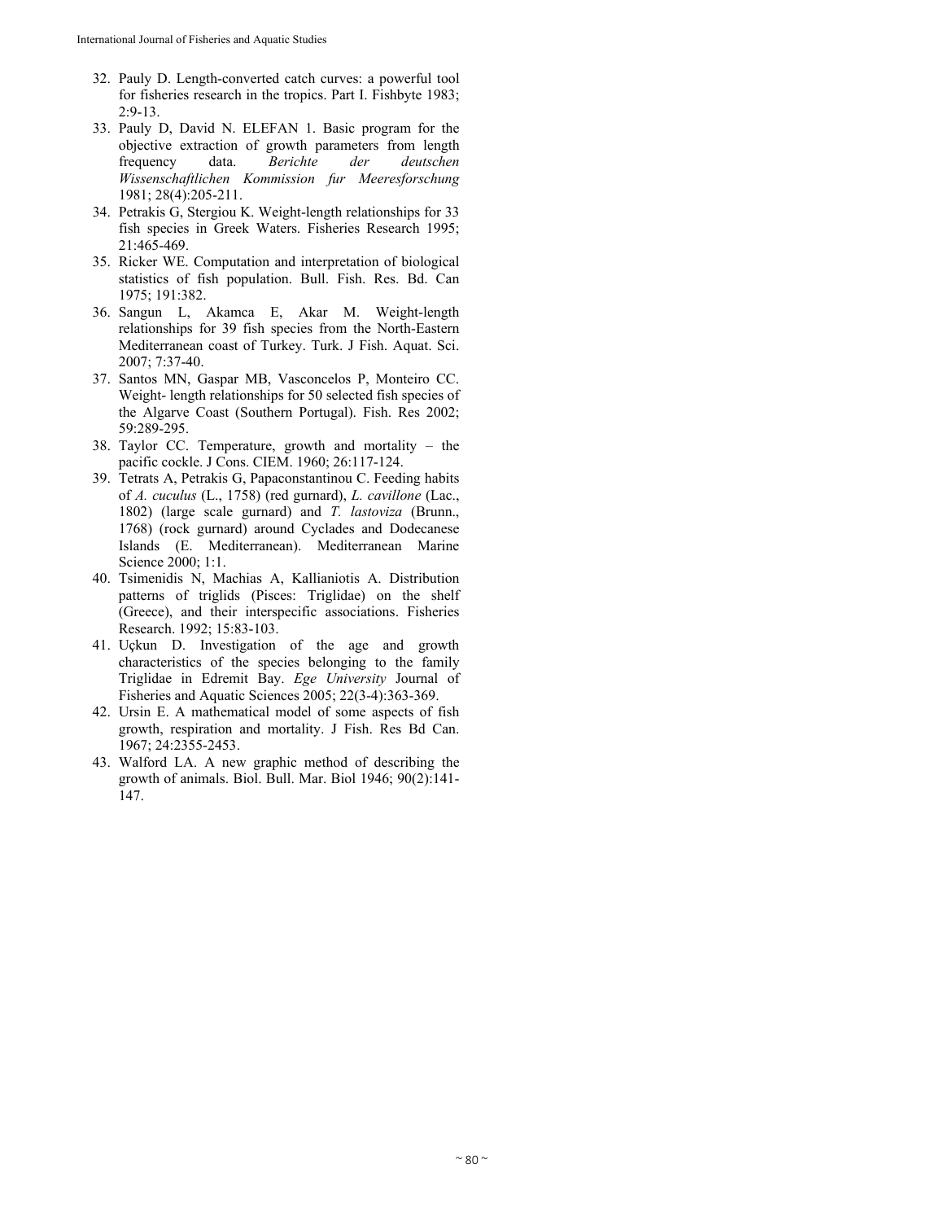32. Pauly D. Length-converted catch curves: a powerful tool for fisheries research in the tropics. Part I. Fishbyte 1983; 2:9-13.
33. Pauly D, David N. ELEFAN 1. Basic program for the objective extraction of growth parameters from length frequency data. *Berichte der deutschen Wissenschaftlichen Kommission fur Meeresforschung* 1981; 28(4):205-211.
34. Petrakis G, Stergiou K. Weight-length relationships for 33 fish species in Greek Waters. Fisheries Research 1995; 21:465-469.
35. Ricker WE. Computation and interpretation of biological statistics of fish population. Bull. Fish. Res. Bd. Can 1975; 191:382.
36. Sangun L, Akamca E, Akar M. Weight-length relationships for 39 fish species from the North-Eastern Mediterranean coast of Turkey. Turk. J Fish. Aquat. Sci. 2007; 7:37-40.
37. Santos MN, Gaspar MB, Vasconcelos P, Monteiro CC. Weight- length relationships for 50 selected fish species of the Algarve Coast (Southern Portugal). Fish. Res 2002; 59:289-295.
38. Taylor CC. Temperature, growth and mortality – the pacific cockle. J Cons. CIEM. 1960; 26:117-124.
39. Tetrats A, Petrakis G, Papaconstantinou C. Feeding habits of *A. cuculus* (L., 1758) (red gurnard), *L. cavillone* (Lac., 1802) (large scale gurnard) and *T. lastoviza* (Brunn., 1768) (rock gurnard) around Cyclades and Dodecanese Islands (E. Mediterranean). Mediterranean Marine Science 2000; 1:1.
40. Tsimenidis N, Machias A, Kallianiotis A. Distribution patterns of triglids (Pisces: Triglidae) on the shelf (Greece), and their interspecific associations. Fisheries Research. 1992; 15:83-103.
41. Uçkun D. Investigation of the age and growth characteristics of the species belonging to the family Triglidae in Edremit Bay. *Ege University* Journal of Fisheries and Aquatic Sciences 2005; 22(3-4):363-369.
42. Ursin E. A mathematical model of some aspects of fish growth, respiration and mortality. J Fish. Res Bd Can. 1967; 24:2355-2453.
43. Walford LA. A new graphic method of describing the growth of animals. Biol. Bull. Mar. Biol 1946; 90(2):141-147.